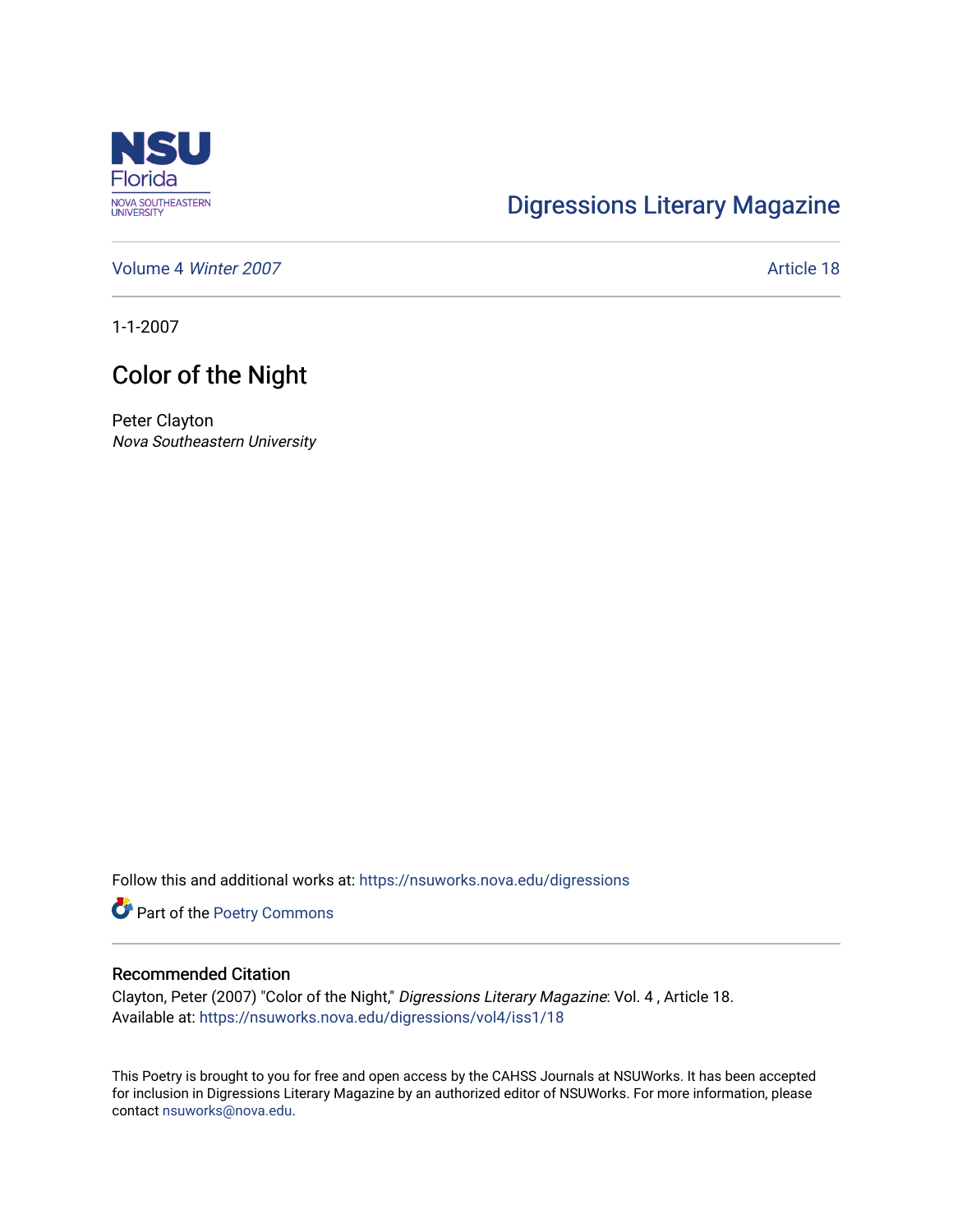Digressions Literary Magazine

Volume 4 *Winter 2007* Article 18

1-1-2007

# Color of the Night

Peter Clayton
*Nova Southeastern University*

Follow this and additional works at: https://nsuworks.nova.edu/digressions

Part of the Poetry Commons

## Recommended Citation

Clayton, Peter (2007) "Color of the Night," *Digressions Literary Magazine*: Vol. 4 , Article 18.
Available at: https://nsuworks.nova.edu/digressions/vol4/iss1/18

This Poetry is brought to you for free and open access by the CAHSS Journals at NSUWorks. It has been accepted for inclusion in Digressions Literary Magazine by an authorized editor of NSUWorks. For more information, please contact nsuworks@nova.edu.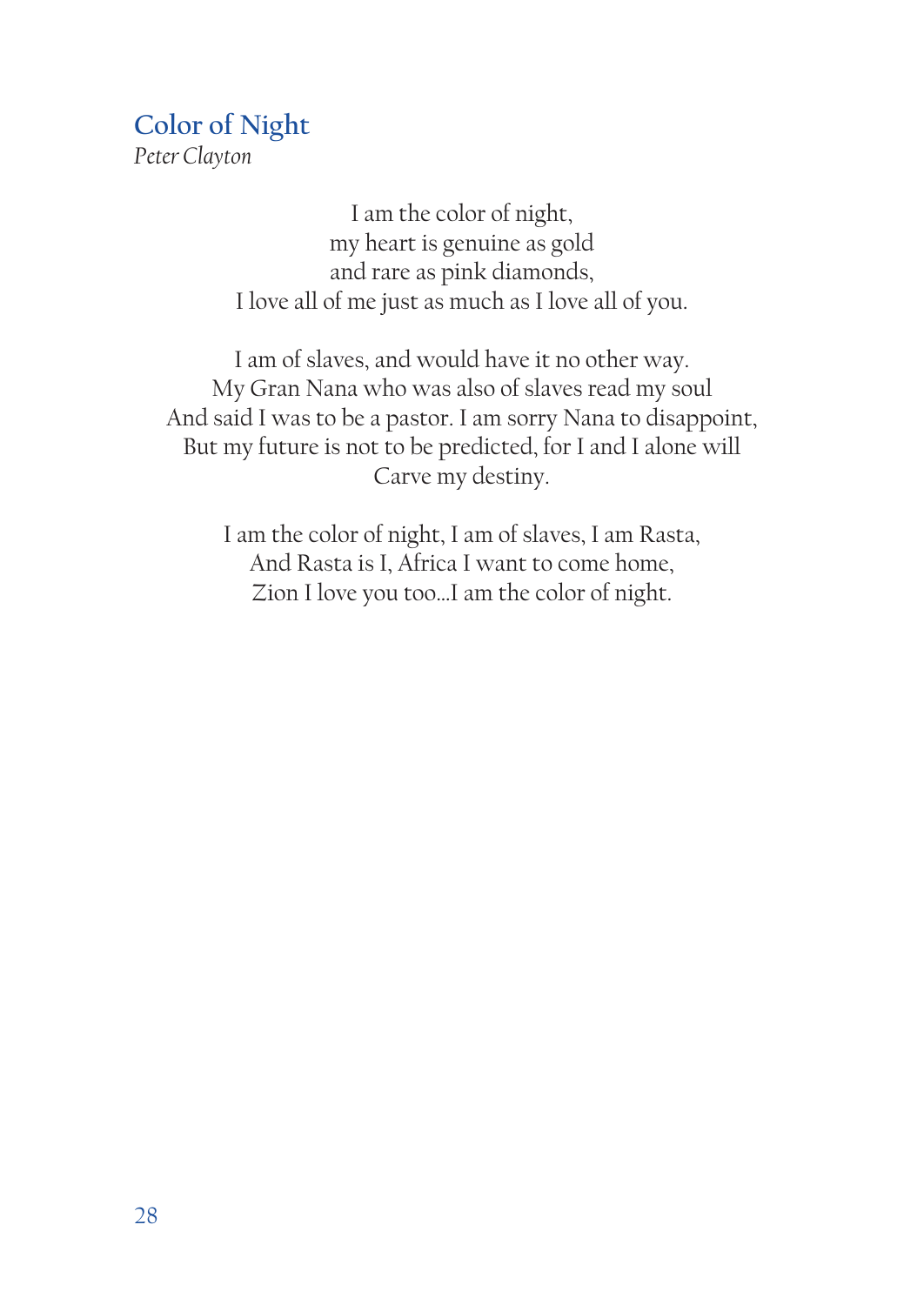## Color of Night

*Peter Clayton*

I am the color of night,
my heart is genuine as gold
and rare as pink diamonds,
I love all of me just as much as I love all of you.

I am of slaves, and would have it no other way.
My Gran Nana who was also of slaves read my soul
And said I was to be a pastor. I am sorry Nana to disappoint,
But my future is not to be predicted, for I and I alone will
Carve my destiny.

I am the color of night, I am of slaves, I am Rasta,
And Rasta is I, Africa I want to come home,
Zion I love you too…I am the color of night.